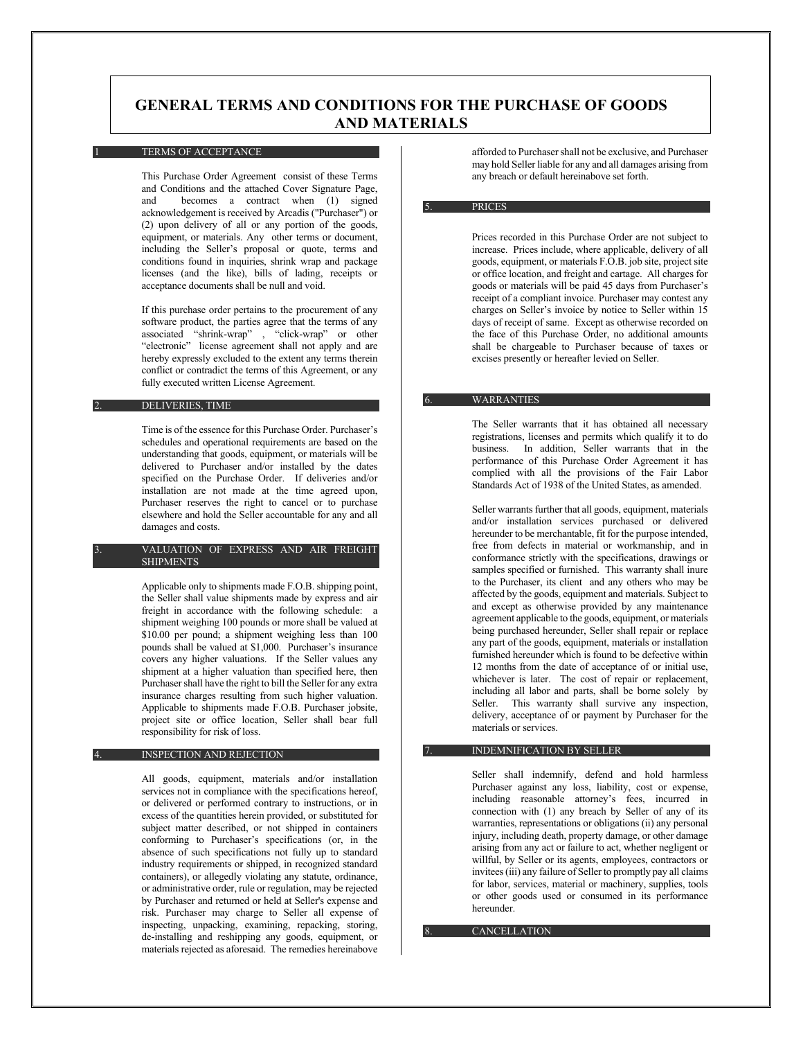# GENERAL TERMS AND CONDITIONS FOR THE PURCHASE OF GOODS AND MATERIALS

## 1 TERMS OF ACCEPTANCE

This Purchase Order Agreement consist of these Terms and Conditions and the attached Cover Signature Page, and becomes a contract when (1) signed acknowledgement is received by Arcadis ("Purchaser") or (2) upon delivery of all or any portion of the goods, equipment, or materials. Any other terms or document, including the Seller's proposal or quote, terms and conditions found in inquiries, shrink wrap and package licenses (and the like), bills of lading, receipts or acceptance documents shall be null and void.

If this purchase order pertains to the procurement of any software product, the parties agree that the terms of any associated "shrink-wrap" , "click-wrap" or other "electronic" license agreement shall not apply and are hereby expressly excluded to the extent any terms therein conflict or contradict the terms of this Agreement, or any fully executed written License Agreement.

## 2. DELIVERIES, TIME

Time is of the essence for this Purchase Order. Purchaser's schedules and operational requirements are based on the understanding that goods, equipment, or materials will be delivered to Purchaser and/or installed by the dates specified on the Purchase Order. If deliveries and/or installation are not made at the time agreed upon, Purchaser reserves the right to cancel or to purchase elsewhere and hold the Seller accountable for any and all damages and costs.

## 3. VALUATION OF EXPRESS AND AIR FREIGHT SHIPMENTS

Applicable only to shipments made F.O.B. shipping point, the Seller shall value shipments made by express and air freight in accordance with the following schedule: a shipment weighing 100 pounds or more shall be valued at $10.00 per pound; a shipment weighing less than 100 pounds shall be valued at $1,000. Purchaser's insurance covers any higher valuations. If the Seller values any shipment at a higher valuation than specified here, then Purchaser shall have the right to bill the Seller for any extra insurance charges resulting from such higher valuation. Applicable to shipments made F.O.B. Purchaser jobsite, project site or office location, Seller shall bear full responsibility for risk of loss.

## 4. INSPECTION AND REJECTION

All goods, equipment, materials and/or installation services not in compliance with the specifications hereof, or delivered or performed contrary to instructions, or in excess of the quantities herein provided, or substituted for subject matter described, or not shipped in containers conforming to Purchaser's specifications (or, in the absence of such specifications not fully up to standard industry requirements or shipped, in recognized standard containers), or allegedly violating any statute, ordinance, or administrative order, rule or regulation, may be rejected by Purchaser and returned or held at Seller's expense and risk. Purchaser may charge to Seller all expense of inspecting, unpacking, examining, repacking, storing, de-installing and reshipping any goods, equipment, or materials rejected as aforesaid. The remedies hereinabove afforded to Purchaser shall not be exclusive, and Purchaser may hold Seller liable for any and all damages arising from any breach or default hereinabove set forth.

## 5. PRICES

Prices recorded in this Purchase Order are not subject to increase. Prices include, where applicable, delivery of all goods, equipment, or materials F.O.B. job site, project site or office location, and freight and cartage. All charges for goods or materials will be paid 45 days from Purchaser's receipt of a compliant invoice. Purchaser may contest any charges on Seller's invoice by notice to Seller within 15 days of receipt of same. Except as otherwise recorded on the face of this Purchase Order, no additional amounts shall be chargeable to Purchaser because of taxes or excises presently or hereafter levied on Seller.

## 6. WARRANTIES

The Seller warrants that it has obtained all necessary registrations, licenses and permits which qualify it to do business. In addition, Seller warrants that in the performance of this Purchase Order Agreement it has complied with all the provisions of the Fair Labor Standards Act of 1938 of the United States, as amended.

Seller warrants further that all goods, equipment, materials and/or installation services purchased or delivered hereunder to be merchantable, fit for the purpose intended, free from defects in material or workmanship, and in conformance strictly with the specifications, drawings or samples specified or furnished. This warranty shall inure to the Purchaser, its client and any others who may be affected by the goods, equipment and materials. Subject to and except as otherwise provided by any maintenance agreement applicable to the goods, equipment, or materials being purchased hereunder, Seller shall repair or replace any part of the goods, equipment, materials or installation furnished hereunder which is found to be defective within 12 months from the date of acceptance of or initial use, whichever is later. The cost of repair or replacement, including all labor and parts, shall be borne solely by Seller. This warranty shall survive any inspection, delivery, acceptance of or payment by Purchaser for the materials or services.

## 7. INDEMNIFICATION BY SELLER

Seller shall indemnify, defend and hold harmless Purchaser against any loss, liability, cost or expense, including reasonable attorney's fees, incurred in connection with (1) any breach by Seller of any of its warranties, representations or obligations (ii) any personal injury, including death, property damage, or other damage arising from any act or failure to act, whether negligent or willful, by Seller or its agents, employees, contractors or invitees (iii) any failure of Seller to promptly pay all claims for labor, services, material or machinery, supplies, tools or other goods used or consumed in its performance hereunder.

## 8. CANCELLATION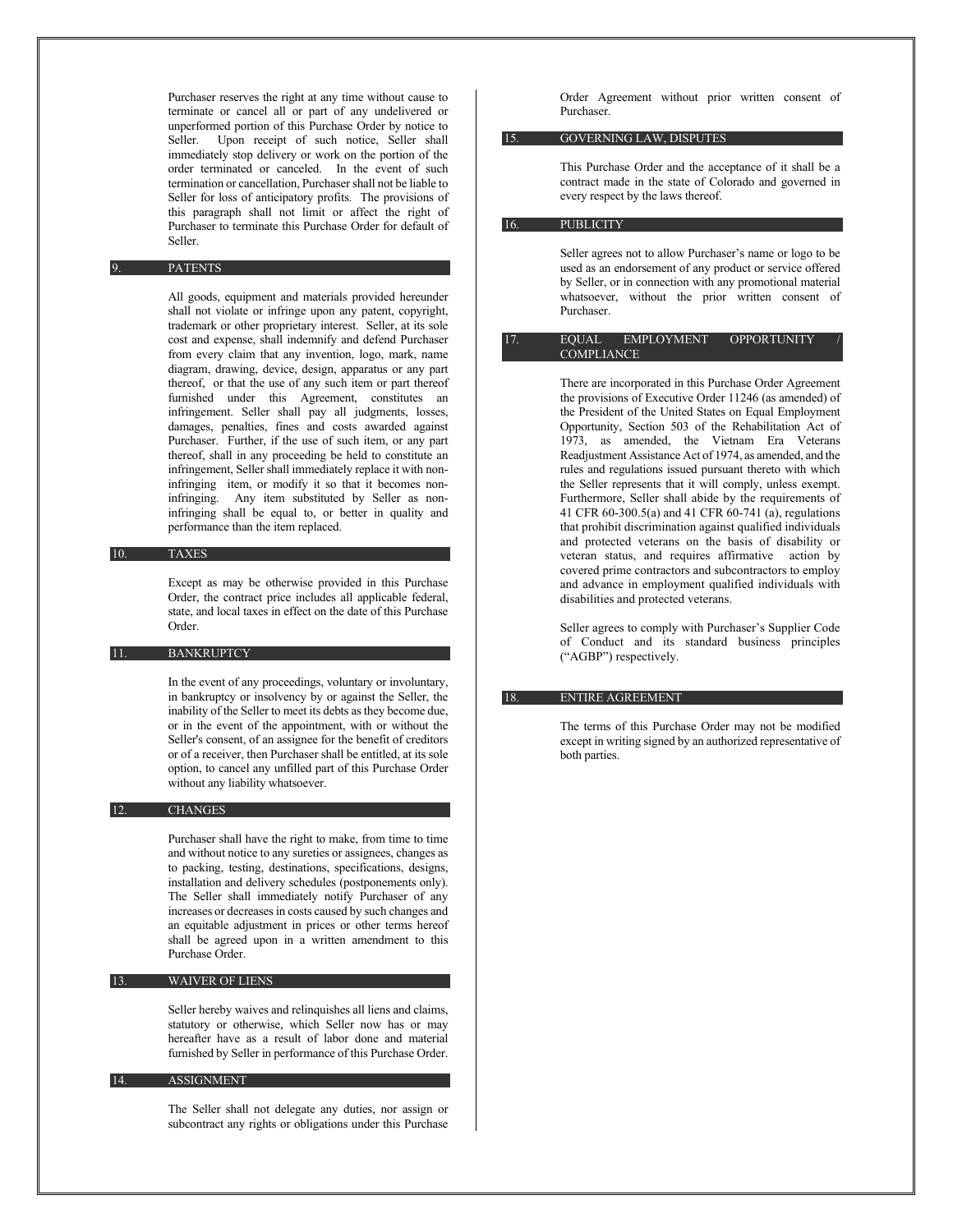Purchaser reserves the right at any time without cause to terminate or cancel all or part of any undelivered or unperformed portion of this Purchase Order by notice to Seller. Upon receipt of such notice, Seller shall immediately stop delivery or work on the portion of the order terminated or canceled. In the event of such termination or cancellation, Purchaser shall not be liable to Seller for loss of anticipatory profits. The provisions of this paragraph shall not limit or affect the right of Purchaser to terminate this Purchase Order for default of Seller.

## 9. PATENTS

All goods, equipment and materials provided hereunder shall not violate or infringe upon any patent, copyright, trademark or other proprietary interest. Seller, at its sole cost and expense, shall indemnify and defend Purchaser from every claim that any invention, logo, mark, name diagram, drawing, device, design, apparatus or any part thereof, or that the use of any such item or part thereof furnished under this Agreement, constitutes an infringement. Seller shall pay all judgments, losses, damages, penalties, fines and costs awarded against Purchaser. Further, if the use of such item, or any part thereof, shall in any proceeding be held to constitute an infringement, Seller shall immediately replace it with non-infringing item, or modify it so that it becomes non-infringing. Any item substituted by Seller as non-infringing shall be equal to, or better in quality and performance than the item replaced.

## 10. TAXES

Except as may be otherwise provided in this Purchase Order, the contract price includes all applicable federal, state, and local taxes in effect on the date of this Purchase Order.

## 11. BANKRUPTCY

In the event of any proceedings, voluntary or involuntary, in bankruptcy or insolvency by or against the Seller, the inability of the Seller to meet its debts as they become due, or in the event of the appointment, with or without the Seller's consent, of an assignee for the benefit of creditors or of a receiver, then Purchaser shall be entitled, at its sole option, to cancel any unfilled part of this Purchase Order without any liability whatsoever.

## 12. CHANGES

Purchaser shall have the right to make, from time to time and without notice to any sureties or assignees, changes as to packing, testing, destinations, specifications, designs, installation and delivery schedules (postponements only). The Seller shall immediately notify Purchaser of any increases or decreases in costs caused by such changes and an equitable adjustment in prices or other terms hereof shall be agreed upon in a written amendment to this Purchase Order.

## 13. WAIVER OF LIENS

Seller hereby waives and relinquishes all liens and claims, statutory or otherwise, which Seller now has or may hereafter have as a result of labor done and material furnished by Seller in performance of this Purchase Order.

## 14. ASSIGNMENT

The Seller shall not delegate any duties, nor assign or subcontract any rights or obligations under this Purchase Order Agreement without prior written consent of Purchaser.

## 15. GOVERNING LAW, DISPUTES

This Purchase Order and the acceptance of it shall be a contract made in the state of Colorado and governed in every respect by the laws thereof.

## 16. PUBLICITY

Seller agrees not to allow Purchaser's name or logo to be used as an endorsement of any product or service offered by Seller, or in connection with any promotional material whatsoever, without the prior written consent of Purchaser.

## 17. EQUAL EMPLOYMENT OPPORTUNITY / COMPLIANCE

There are incorporated in this Purchase Order Agreement the provisions of Executive Order 11246 (as amended) of the President of the United States on Equal Employment Opportunity, Section 503 of the Rehabilitation Act of 1973, as amended, the Vietnam Era Veterans Readjustment Assistance Act of 1974, as amended, and the rules and regulations issued pursuant thereto with which the Seller represents that it will comply, unless exempt. Furthermore, Seller shall abide by the requirements of 41 CFR 60-300.5(a) and 41 CFR 60-741 (a), regulations that prohibit discrimination against qualified individuals and protected veterans on the basis of disability or veteran status, and requires affirmative action by covered prime contractors and subcontractors to employ and advance in employment qualified individuals with disabilities and protected veterans.

Seller agrees to comply with Purchaser's Supplier Code of Conduct and its standard business principles ("AGBP") respectively.

## 18. ENTIRE AGREEMENT

The terms of this Purchase Order may not be modified except in writing signed by an authorized representative of both parties.